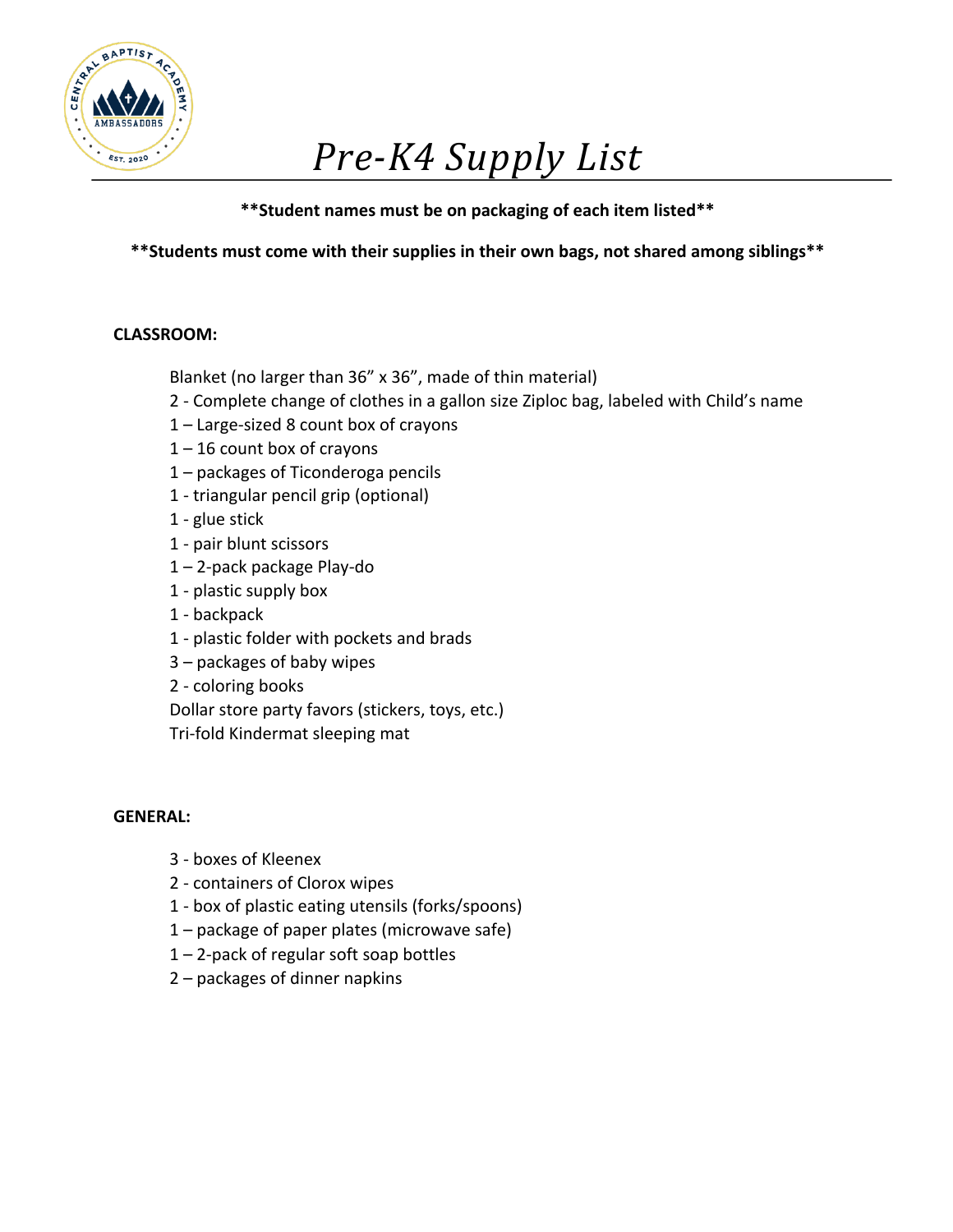# *Pre-K4 Supply List*

**\*\*Student names must be on packaging of each item listed\*\***

**\*\*Students must come with their supplies in their own bags, not shared among siblings\*\***

**CLASSROOM:**

Blanket (no larger than 36" x 36", made of thin material)
2 - Complete change of clothes in a gallon size Ziploc bag, labeled with Child's name
1 – Large-sized 8 count box of crayons
1 – 16 count box of crayons
1 – packages of Ticonderoga pencils
1 - triangular pencil grip (optional)
1 - glue stick
1 - pair blunt scissors
1 – 2-pack package Play-do
1 - plastic supply box
1 - backpack
1 - plastic folder with pockets and brads
3 – packages of baby wipes
2 - coloring books
Dollar store party favors (stickers, toys, etc.)
Tri-fold Kindermat sleeping mat

**GENERAL:**

3 - boxes of Kleenex
2 - containers of Clorox wipes
1 - box of plastic eating utensils (forks/spoons)
1 – package of paper plates (microwave safe)
1 – 2-pack of regular soft soap bottles
2 – packages of dinner napkins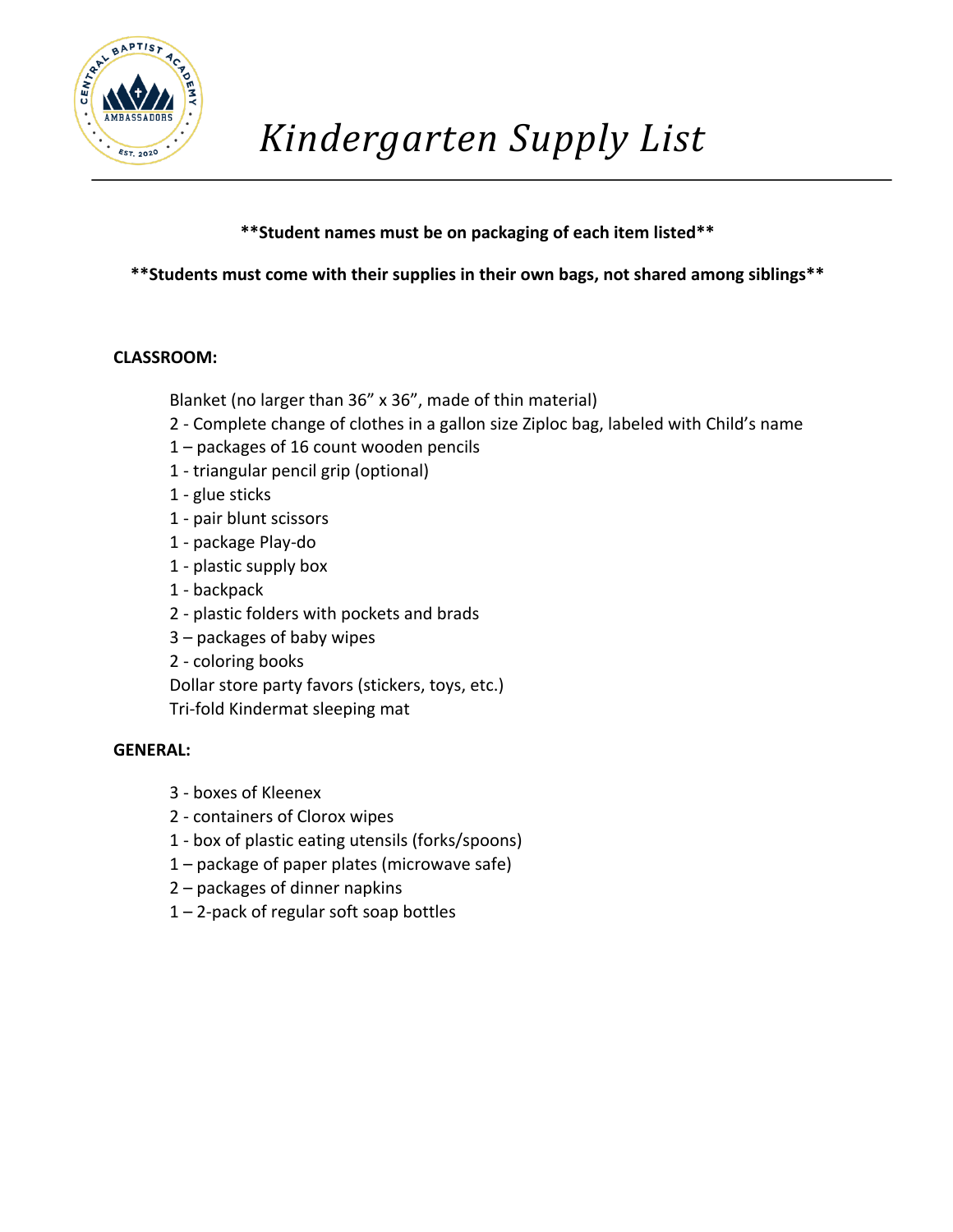# *Kindergarten Supply List*

**\*\*Student names must be on packaging of each item listed\*\***

**\*\*Students must come with their supplies in their own bags, not shared among siblings\*\***

**CLASSROOM:**

Blanket (no larger than 36” x 36”, made of thin material)
2 - Complete change of clothes in a gallon size Ziploc bag, labeled with Child’s name
1 – packages of 16 count wooden pencils
1 - triangular pencil grip (optional)
1 - glue sticks
1 - pair blunt scissors
1 - package Play-do
1 - plastic supply box
1 - backpack
2 - plastic folders with pockets and brads
3 – packages of baby wipes
2 - coloring books
Dollar store party favors (stickers, toys, etc.)
Tri-fold Kindermat sleeping mat

**GENERAL:**

3 - boxes of Kleenex
2 - containers of Clorox wipes
1 - box of plastic eating utensils (forks/spoons)
1 – package of paper plates (microwave safe)
2 – packages of dinner napkins
1 – 2-pack of regular soft soap bottles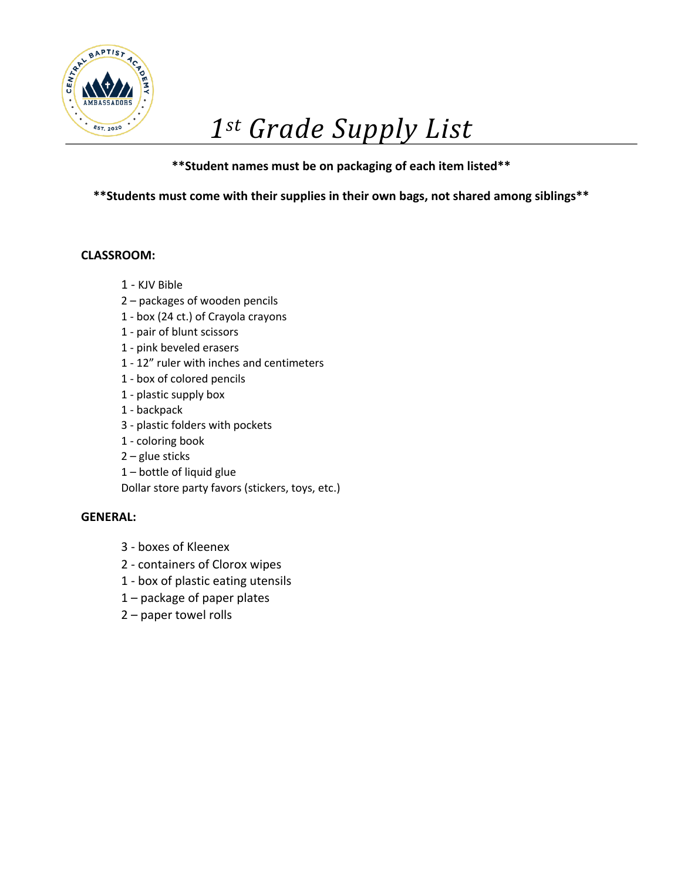# 1st Grade Supply List

**\*\*Student names must be on packaging of each item listed\*\***

**\*\*Students must come with their supplies in their own bags, not shared among siblings\*\***

**CLASSROOM:**

1 - KJV Bible
2 – packages of wooden pencils
1 - box (24 ct.) of Crayola crayons
1 - pair of blunt scissors
1 - pink beveled erasers
1 - 12" ruler with inches and centimeters
1 - box of colored pencils
1 - plastic supply box
1 - backpack
3 - plastic folders with pockets
1 - coloring book
2 – glue sticks
1 – bottle of liquid glue
Dollar store party favors (stickers, toys, etc.)

**GENERAL:**

3 - boxes of Kleenex
2 - containers of Clorox wipes
1 - box of plastic eating utensils
1 – package of paper plates
2 – paper towel rolls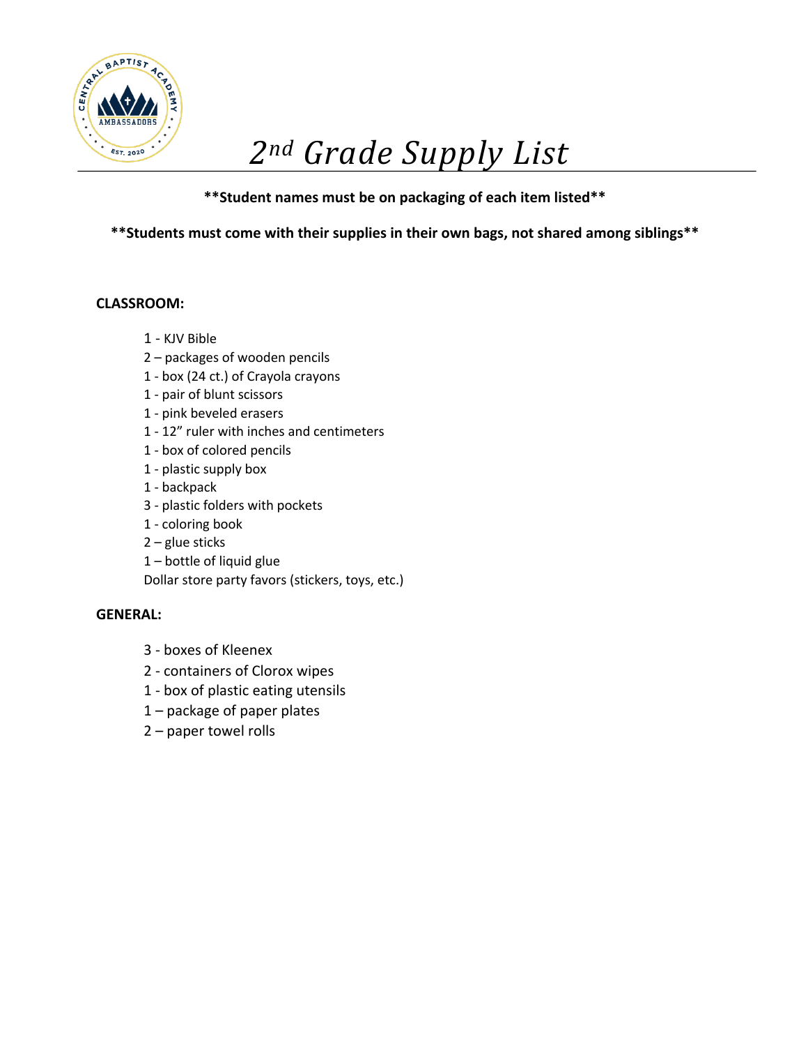# 2nd Grade Supply List

**\*\*Student names must be on packaging of each item listed\*\***

**\*\*Students must come with their supplies in their own bags, not shared among siblings\*\***

**CLASSROOM:**

1 - KJV Bible
2 – packages of wooden pencils
1 - box (24 ct.) of Crayola crayons
1 - pair of blunt scissors
1 - pink beveled erasers
1 - 12" ruler with inches and centimeters
1 - box of colored pencils
1 - plastic supply box
1 - backpack
3 - plastic folders with pockets
1 - coloring book
2 – glue sticks
1 – bottle of liquid glue
Dollar store party favors (stickers, toys, etc.)

**GENERAL:**

3 - boxes of Kleenex
2 - containers of Clorox wipes
1 - box of plastic eating utensils
1 – package of paper plates
2 – paper towel rolls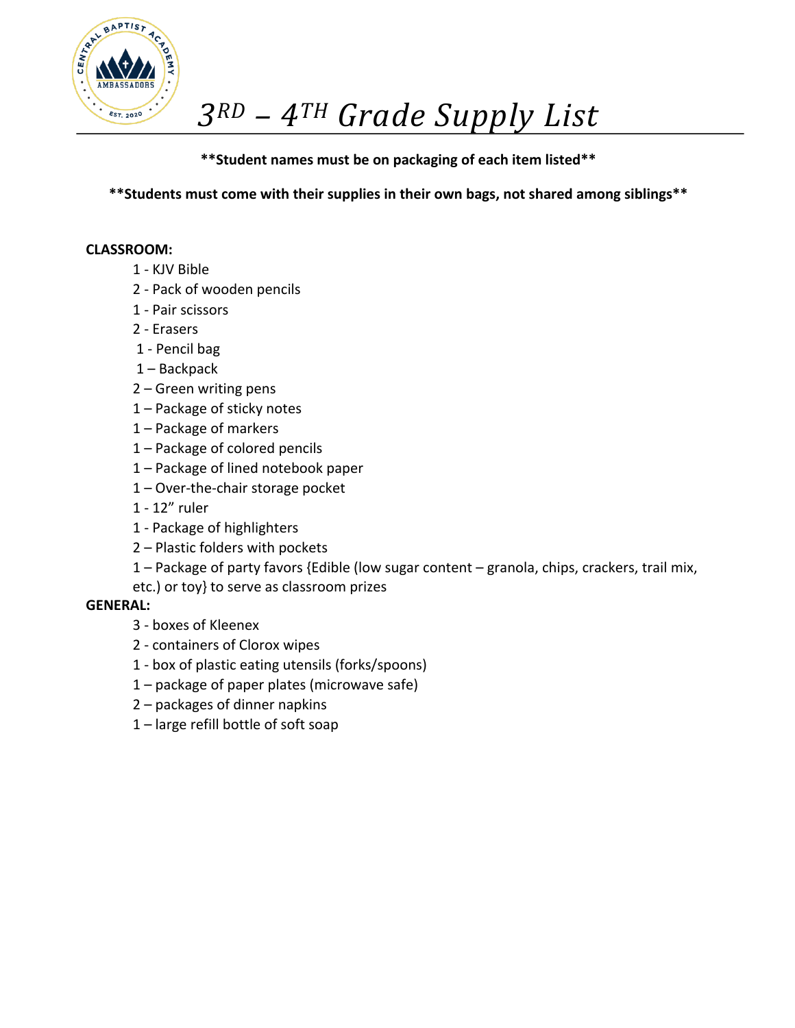# $3^{RD}$ – $4^{TH}$ Grade Supply List

**\*\*Student names must be on packaging of each item listed\*\***

**\*\*Students must come with their supplies in their own bags, not shared among siblings\*\***

**CLASSROOM:**

1 - KJV Bible
2 - Pack of wooden pencils
1 - Pair scissors
2 - Erasers
1 - Pencil bag
1 – Backpack
2 – Green writing pens
1 – Package of sticky notes
1 – Package of markers
1 – Package of colored pencils
1 – Package of lined notebook paper
1 – Over-the-chair storage pocket
1 - 12" ruler
1 - Package of highlighters
2 – Plastic folders with pockets
1 – Package of party favors {Edible (low sugar content – granola, chips, crackers, trail mix, etc.) or toy} to serve as classroom prizes

**GENERAL:**

3 - boxes of Kleenex
2 - containers of Clorox wipes
1 - box of plastic eating utensils (forks/spoons)
1 – package of paper plates (microwave safe)
2 – packages of dinner napkins
1 – large refill bottle of soft soap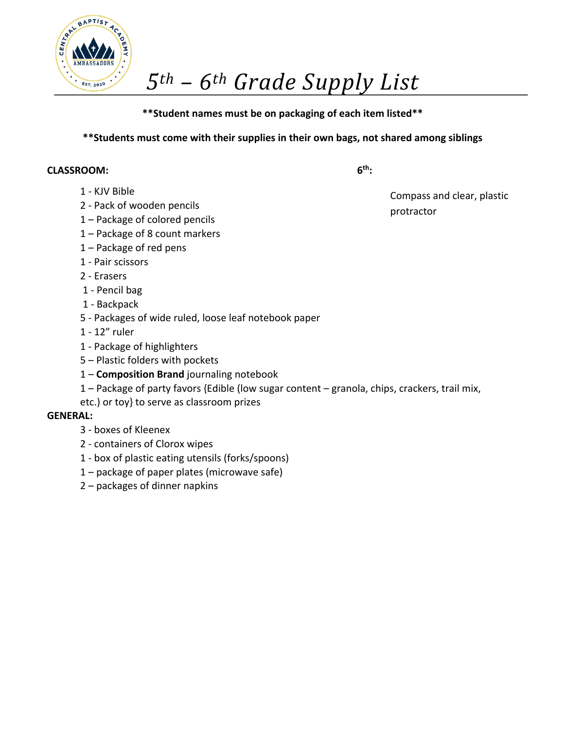# $5^{th}$ – $6^{th}$ Grade Supply List

**\*\*Student names must be on packaging of each item listed\*\***

**\*\*Students must come with their supplies in their own bags, not shared among siblings**

**CLASSROOM:**

1 - KJV Bible
2 - Pack of wooden pencils
1 – Package of colored pencils
1 – Package of 8 count markers
1 – Package of red pens
1 - Pair scissors
2 - Erasers
1 - Pencil bag
1 - Backpack
5 - Packages of wide ruled, loose leaf notebook paper
1 - 12" ruler
1 - Package of highlighters
5 – Plastic folders with pockets
1 – **Composition Brand** journaling notebook
1 – Package of party favors {Edible (low sugar content – granola, chips, crackers, trail mix, etc.) or toy} to serve as classroom prizes

**GENERAL:**

3 - boxes of Kleenex
2 - containers of Clorox wipes
1 - box of plastic eating utensils (forks/spoons)
1 – package of paper plates (microwave safe)
2 – packages of dinner napkins

**6th:**

Compass and clear, plastic protractor